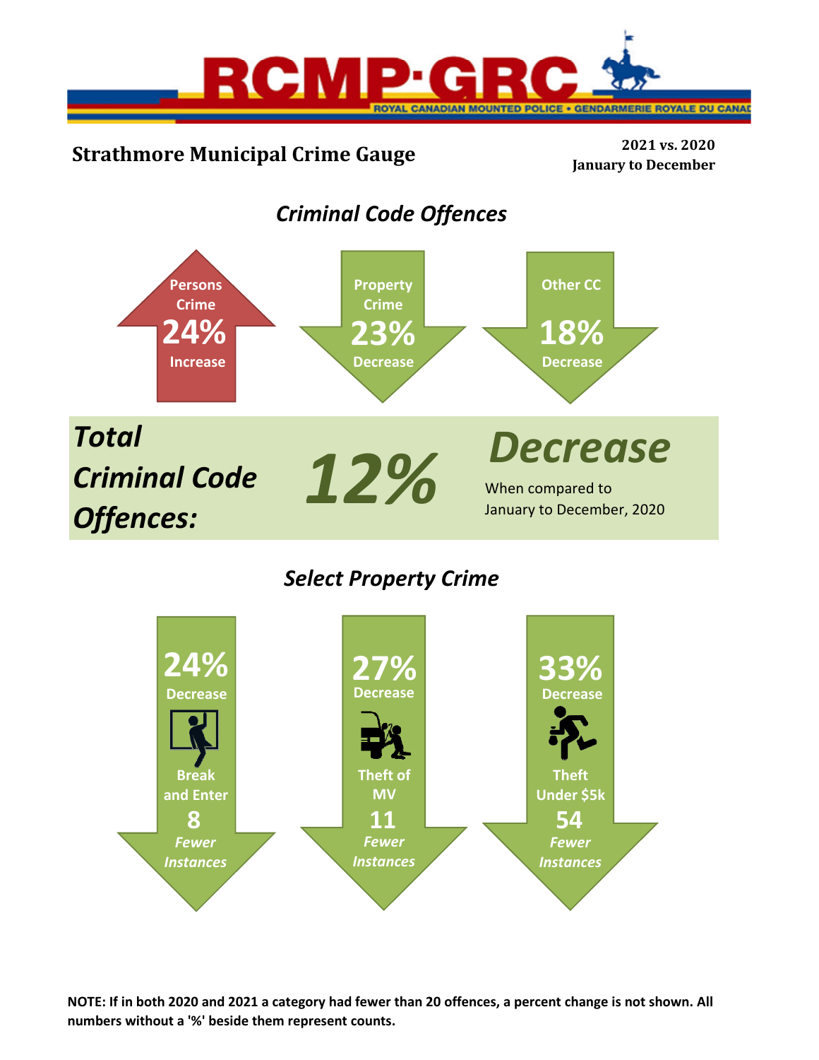RCMP·GRC

ROYAL CANADIAN MOUNTED POLICE • GENDARMERIE ROYALE DU CANADA

# Strathmore Municipal Crime Gauge

**2021 vs. 2020**
**January to December**

## *Criminal Code Offences*

**Persons Crime**
**24%**
**Increase**

**Property Crime**
**23%**
**Decrease**

**Other CC**
**18%**
**Decrease**

***Total Criminal Code Offences:*** ***12%*** ***Decrease***

When compared to January to December, 2020

## *Select Property Crime*

**24%**
**Decrease**
**Break and Enter**
**8**
***Fewer Instances***

**27%**
**Decrease**
**Theft of MV**
**11**
***Fewer Instances***

**33%**
**Decrease**
**Theft Under $5k**
**54**
***Fewer Instances***

**NOTE: If in both 2020 and 2021 a category had fewer than 20 offences, a percent change is not shown. All numbers without a '%' beside them represent counts.**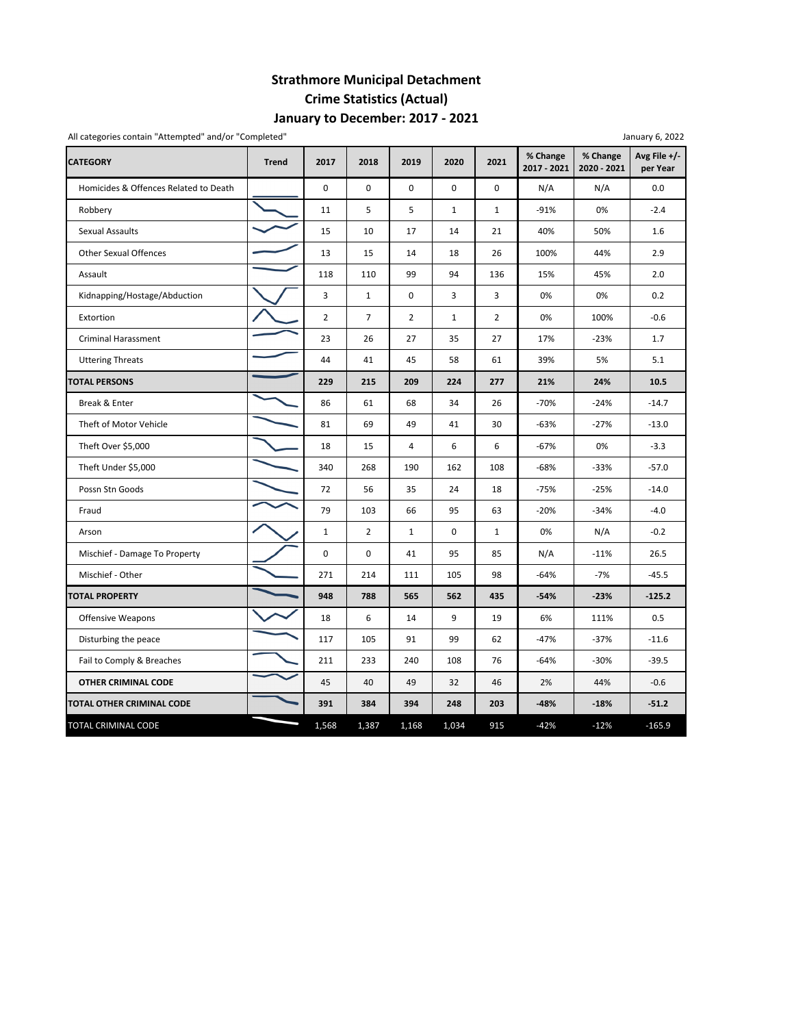# Strathmore Municipal Detachment
## Crime Statistics (Actual)
## January to December: 2017 - 2021

All categories contain "Attempted" and/or "Completed"

January 6, 2022

| CATEGORY | Trend | 2017 | 2018 | 2019 | 2020 | 2021 | % Change 2017 - 2021 | % Change 2020 - 2021 | Avg File +/- per Year |
|---|---|---|---|---|---|---|---|---|---|
| Homicides & Offences Related to Death | | 0 | 0 | 0 | 0 | 0 | N/A | N/A | 0.0 |
| Robbery | | 11 | 5 | 5 | 1 | 1 | -91% | 0% | -2.4 |
| Sexual Assaults | | 15 | 10 | 17 | 14 | 21 | 40% | 50% | 1.6 |
| Other Sexual Offences | | 13 | 15 | 14 | 18 | 26 | 100% | 44% | 2.9 |
| Assault | | 118 | 110 | 99 | 94 | 136 | 15% | 45% | 2.0 |
| Kidnapping/Hostage/Abduction | | 3 | 1 | 0 | 3 | 3 | 0% | 0% | 0.2 |
| Extortion | | 2 | 7 | 2 | 1 | 2 | 0% | 100% | -0.6 |
| Criminal Harassment | | 23 | 26 | 27 | 35 | 27 | 17% | -23% | 1.7 |
| Uttering Threats | | 44 | 41 | 45 | 58 | 61 | 39% | 5% | 5.1 |
| **TOTAL PERSONS** | | **229** | **215** | **209** | **224** | **277** | **21%** | **24%** | **10.5** |
| Break & Enter | | 86 | 61 | 68 | 34 | 26 | -70% | -24% | -14.7 |
| Theft of Motor Vehicle | | 81 | 69 | 49 | 41 | 30 | -63% | -27% | -13.0 |
| Theft Over $5,000 | | 18 | 15 | 4 | 6 | 6 | -67% | 0% | -3.3 |
| Theft Under $5,000 | | 340 | 268 | 190 | 162 | 108 | -68% | -33% | -57.0 |
| Possn Stn Goods | | 72 | 56 | 35 | 24 | 18 | -75% | -25% | -14.0 |
| Fraud | | 79 | 103 | 66 | 95 | 63 | -20% | -34% | -4.0 |
| Arson | | 1 | 2 | 1 | 0 | 1 | 0% | N/A | -0.2 |
| Mischief - Damage To Property | | 0 | 0 | 41 | 95 | 85 | N/A | -11% | 26.5 |
| Mischief - Other | | 271 | 214 | 111 | 105 | 98 | -64% | -7% | -45.5 |
| **TOTAL PROPERTY** | | **948** | **788** | **565** | **562** | **435** | **-54%** | **-23%** | **-125.2** |
| Offensive Weapons | | 18 | 6 | 14 | 9 | 19 | 6% | 111% | 0.5 |
| Disturbing the peace | | 117 | 105 | 91 | 99 | 62 | -47% | -37% | -11.6 |
| Fail to Comply & Breaches | | 211 | 233 | 240 | 108 | 76 | -64% | -30% | -39.5 |
| **OTHER CRIMINAL CODE** | | **45** | **40** | **49** | **32** | **46** | **2%** | **44%** | **-0.6** |
| **TOTAL OTHER CRIMINAL CODE** | | **391** | **384** | **394** | **248** | **203** | **-48%** | **-18%** | **-51.2** |
| TOTAL CRIMINAL CODE | | 1,568 | 1,387 | 1,168 | 1,034 | 915 | -42% | -12% | -165.9 |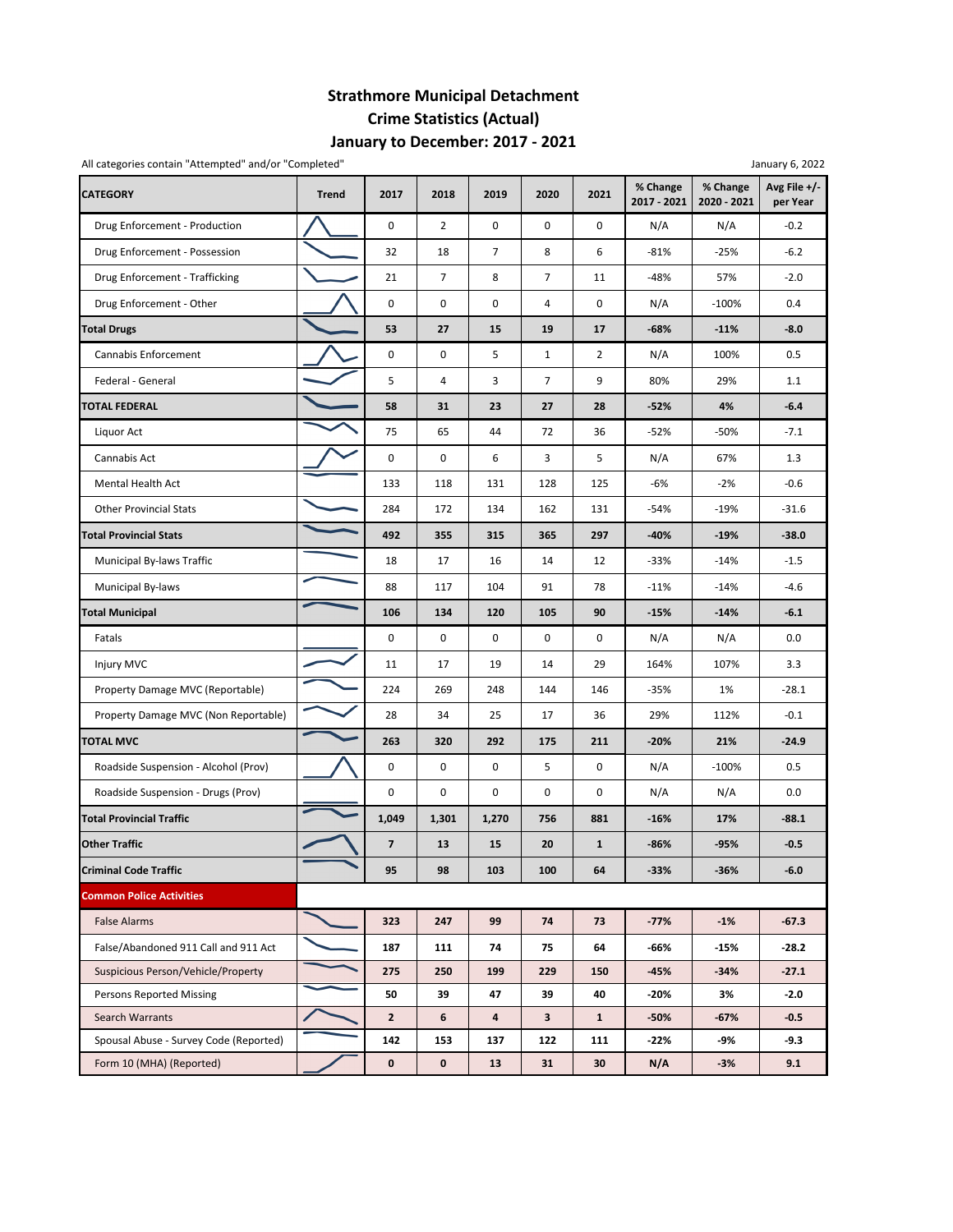# Strathmore Municipal Detachment
## Crime Statistics (Actual)
### January to December: 2017 - 2021

All categories contain "Attempted" and/or "Completed"

January 6, 2022

| CATEGORY | Trend | 2017 | 2018 | 2019 | 2020 | 2021 | % Change 2017 - 2021 | % Change 2020 - 2021 | Avg File +/- per Year |
|---|---|---|---|---|---|---|---|---|---|
| Drug Enforcement - Production | | 0 | 2 | 0 | 0 | 0 | N/A | N/A | -0.2 |
| Drug Enforcement - Possession | | 32 | 18 | 7 | 8 | 6 | -81% | -25% | -6.2 |
| Drug Enforcement - Trafficking | | 21 | 7 | 8 | 7 | 11 | -48% | 57% | -2.0 |
| Drug Enforcement - Other | | 0 | 0 | 0 | 4 | 0 | N/A | -100% | 0.4 |
| **Total Drugs** | | **53** | **27** | **15** | **19** | **17** | **-68%** | **-11%** | **-8.0** |
| Cannabis Enforcement | | 0 | 0 | 5 | 1 | 2 | N/A | 100% | 0.5 |
| Federal - General | | 5 | 4 | 3 | 7 | 9 | 80% | 29% | 1.1 |
| **TOTAL FEDERAL** | | **58** | **31** | **23** | **27** | **28** | **-52%** | **4%** | **-6.4** |
| Liquor Act | | 75 | 65 | 44 | 72 | 36 | -52% | -50% | -7.1 |
| Cannabis Act | | 0 | 0 | 6 | 3 | 5 | N/A | 67% | 1.3 |
| Mental Health Act | | 133 | 118 | 131 | 128 | 125 | -6% | -2% | -0.6 |
| Other Provincial Stats | | 284 | 172 | 134 | 162 | 131 | -54% | -19% | -31.6 |
| **Total Provincial Stats** | | **492** | **355** | **315** | **365** | **297** | **-40%** | **-19%** | **-38.0** |
| Municipal By-laws Traffic | | 18 | 17 | 16 | 14 | 12 | -33% | -14% | -1.5 |
| Municipal By-laws | | 88 | 117 | 104 | 91 | 78 | -11% | -14% | -4.6 |
| **Total Municipal** | | **106** | **134** | **120** | **105** | **90** | **-15%** | **-14%** | **-6.1** |
| Fatals | | 0 | 0 | 0 | 0 | 0 | N/A | N/A | 0.0 |
| Injury MVC | | 11 | 17 | 19 | 14 | 29 | 164% | 107% | 3.3 |
| Property Damage MVC (Reportable) | | 224 | 269 | 248 | 144 | 146 | -35% | 1% | -28.1 |
| Property Damage MVC (Non Reportable) | | 28 | 34 | 25 | 17 | 36 | 29% | 112% | -0.1 |
| **TOTAL MVC** | | **263** | **320** | **292** | **175** | **211** | **-20%** | **21%** | **-24.9** |
| Roadside Suspension - Alcohol (Prov) | | 0 | 0 | 0 | 5 | 0 | N/A | -100% | 0.5 |
| Roadside Suspension - Drugs (Prov) | | 0 | 0 | 0 | 0 | 0 | N/A | N/A | 0.0 |
| **Total Provincial Traffic** | | **1,049** | **1,301** | **1,270** | **756** | **881** | **-16%** | **17%** | **-88.1** |
| **Other Traffic** | | **7** | **13** | **15** | **20** | **1** | **-86%** | **-95%** | **-0.5** |
| **Criminal Code Traffic** | | **95** | **98** | **103** | **100** | **64** | **-33%** | **-36%** | **-6.0** |
| **Common Police Activities** | | | | | | | | | |
| False Alarms | | **323** | **247** | **99** | **74** | **73** | **-77%** | **-1%** | **-67.3** |
| False/Abandoned 911 Call and 911 Act | | **187** | **111** | **74** | **75** | **64** | **-66%** | **-15%** | **-28.2** |
| Suspicious Person/Vehicle/Property | | **275** | **250** | **199** | **229** | **150** | **-45%** | **-34%** | **-27.1** |
| Persons Reported Missing | | **50** | **39** | **47** | **39** | **40** | **-20%** | **3%** | **-2.0** |
| Search Warrants | | **2** | **6** | **4** | **3** | **1** | **-50%** | **-67%** | **-0.5** |
| Spousal Abuse - Survey Code (Reported) | | **142** | **153** | **137** | **122** | **111** | **-22%** | **-9%** | **-9.3** |
| Form 10 (MHA) (Reported) | | **0** | **0** | **13** | **31** | **30** | **N/A** | **-3%** | **9.1** |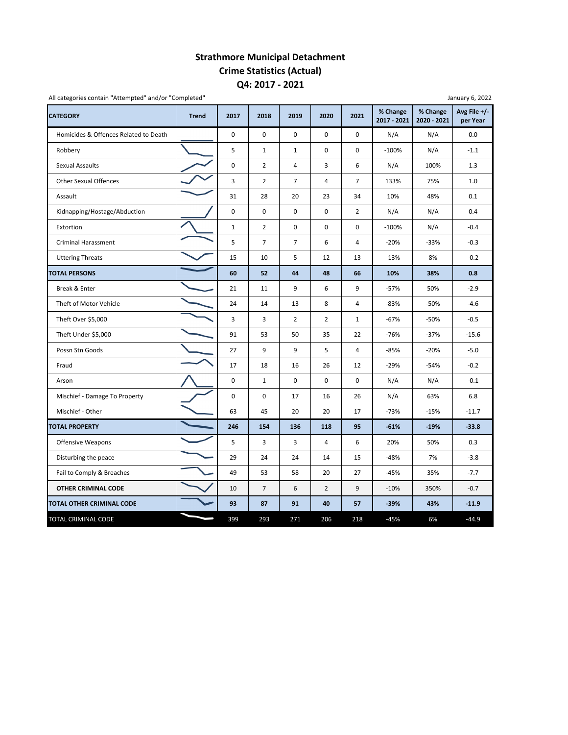# Strathmore Municipal Detachment
## Crime Statistics (Actual)
## Q4: 2017 - 2021

All categories contain "Attempted" and/or "Completed"

January 6, 2022

| CATEGORY | Trend | 2017 | 2018 | 2019 | 2020 | 2021 | % Change 2017 - 2021 | % Change 2020 - 2021 | Avg File +/- per Year |
|---|---|---|---|---|---|---|---|---|---|
| Homicides & Offences Related to Death | | 0 | 0 | 0 | 0 | 0 | N/A | N/A | 0.0 |
| Robbery | | 5 | 1 | 1 | 0 | 0 | -100% | N/A | -1.1 |
| Sexual Assaults | | 0 | 2 | 4 | 3 | 6 | N/A | 100% | 1.3 |
| Other Sexual Offences | | 3 | 2 | 7 | 4 | 7 | 133% | 75% | 1.0 |
| Assault | | 31 | 28 | 20 | 23 | 34 | 10% | 48% | 0.1 |
| Kidnapping/Hostage/Abduction | | 0 | 0 | 0 | 0 | 2 | N/A | N/A | 0.4 |
| Extortion | | 1 | 2 | 0 | 0 | 0 | -100% | N/A | -0.4 |
| Criminal Harassment | | 5 | 7 | 7 | 6 | 4 | -20% | -33% | -0.3 |
| Uttering Threats | | 15 | 10 | 5 | 12 | 13 | -13% | 8% | -0.2 |
| **TOTAL PERSONS** | | **60** | **52** | **44** | **48** | **66** | **10%** | **38%** | **0.8** |
| Break & Enter | | 21 | 11 | 9 | 6 | 9 | -57% | 50% | -2.9 |
| Theft of Motor Vehicle | | 24 | 14 | 13 | 8 | 4 | -83% | -50% | -4.6 |
| Theft Over $5,000 | | 3 | 3 | 2 | 2 | 1 | -67% | -50% | -0.5 |
| Theft Under $5,000 | | 91 | 53 | 50 | 35 | 22 | -76% | -37% | -15.6 |
| Possn Stn Goods | | 27 | 9 | 9 | 5 | 4 | -85% | -20% | -5.0 |
| Fraud | | 17 | 18 | 16 | 26 | 12 | -29% | -54% | -0.2 |
| Arson | | 0 | 1 | 0 | 0 | 0 | N/A | N/A | -0.1 |
| Mischief - Damage To Property | | 0 | 0 | 17 | 16 | 26 | N/A | 63% | 6.8 |
| Mischief - Other | | 63 | 45 | 20 | 20 | 17 | -73% | -15% | -11.7 |
| **TOTAL PROPERTY** | | **246** | **154** | **136** | **118** | **95** | **-61%** | **-19%** | **-33.8** |
| Offensive Weapons | | 5 | 3 | 3 | 4 | 6 | 20% | 50% | 0.3 |
| Disturbing the peace | | 29 | 24 | 24 | 14 | 15 | -48% | 7% | -3.8 |
| Fail to Comply & Breaches | | 49 | 53 | 58 | 20 | 27 | -45% | 35% | -7.7 |
| **OTHER CRIMINAL CODE** | | 10 | 7 | 6 | 2 | 9 | -10% | 350% | -0.7 |
| **TOTAL OTHER CRIMINAL CODE** | | **93** | **87** | **91** | **40** | **57** | **-39%** | **43%** | **-11.9** |
| TOTAL CRIMINAL CODE | | 399 | 293 | 271 | 206 | 218 | -45% | 6% | -44.9 |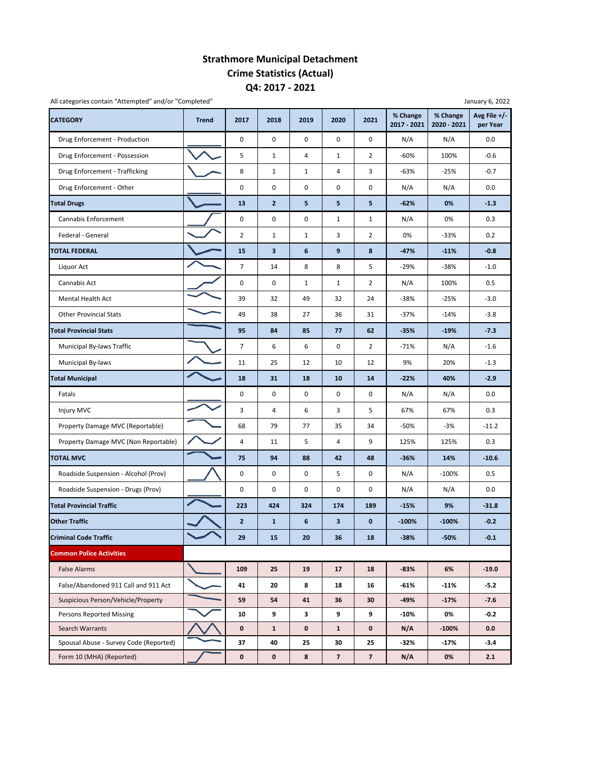# Strathmore Municipal Detachment
## Crime Statistics (Actual)
## Q4: 2017 - 2021

All categories contain "Attempted" and/or "Completed"

January 6, 2022

| CATEGORY | Trend | 2017 | 2018 | 2019 | 2020 | 2021 | % Change 2017 - 2021 | % Change 2020 - 2021 | Avg File +/- per Year |
|---|---|---|---|---|---|---|---|---|---|
| Drug Enforcement - Production | | 0 | 0 | 0 | 0 | 0 | N/A | N/A | 0.0 |
| Drug Enforcement - Possession | | 5 | 1 | 4 | 1 | 2 | -60% | 100% | -0.6 |
| Drug Enforcement - Trafficking | | 8 | 1 | 1 | 4 | 3 | -63% | -25% | -0.7 |
| Drug Enforcement - Other | | 0 | 0 | 0 | 0 | 0 | N/A | N/A | 0.0 |
| **Total Drugs** | | **13** | **2** | **5** | **5** | **5** | **-62%** | **0%** | **-1.3** |
| Cannabis Enforcement | | 0 | 0 | 0 | 1 | 1 | N/A | 0% | 0.3 |
| Federal - General | | 2 | 1 | 1 | 3 | 2 | 0% | -33% | 0.2 |
| **TOTAL FEDERAL** | | **15** | **3** | **6** | **9** | **8** | **-47%** | **-11%** | **-0.8** |
| Liquor Act | | 7 | 14 | 8 | 8 | 5 | -29% | -38% | -1.0 |
| Cannabis Act | | 0 | 0 | 1 | 1 | 2 | N/A | 100% | 0.5 |
| Mental Health Act | | 39 | 32 | 49 | 32 | 24 | -38% | -25% | -3.0 |
| Other Provincial Stats | | 49 | 38 | 27 | 36 | 31 | -37% | -14% | -3.8 |
| **Total Provincial Stats** | | **95** | **84** | **85** | **77** | **62** | **-35%** | **-19%** | **-7.3** |
| Municipal By-laws Traffic | | 7 | 6 | 6 | 0 | 2 | -71% | N/A | -1.6 |
| Municipal By-laws | | 11 | 25 | 12 | 10 | 12 | 9% | 20% | -1.3 |
| **Total Municipal** | | **18** | **31** | **18** | **10** | **14** | **-22%** | **40%** | **-2.9** |
| Fatals | | 0 | 0 | 0 | 0 | 0 | N/A | N/A | 0.0 |
| Injury MVC | | 3 | 4 | 6 | 3 | 5 | 67% | 67% | 0.3 |
| Property Damage MVC (Reportable) | | 68 | 79 | 77 | 35 | 34 | -50% | -3% | -11.2 |
| Property Damage MVC (Non Reportable) | | 4 | 11 | 5 | 4 | 9 | 125% | 125% | 0.3 |
| **TOTAL MVC** | | **75** | **94** | **88** | **42** | **48** | **-36%** | **14%** | **-10.6** |
| Roadside Suspension - Alcohol (Prov) | | 0 | 0 | 0 | 5 | 0 | N/A | -100% | 0.5 |
| Roadside Suspension - Drugs (Prov) | | 0 | 0 | 0 | 0 | 0 | N/A | N/A | 0.0 |
| **Total Provincial Traffic** | | **223** | **424** | **324** | **174** | **189** | **-15%** | **9%** | **-31.8** |
| **Other Traffic** | | **2** | **1** | **6** | **3** | **0** | **-100%** | **-100%** | **-0.2** |
| **Criminal Code Traffic** | | **29** | **15** | **20** | **36** | **18** | **-38%** | **-50%** | **-0.1** |
| **Common Police Activities** | | | | | | | | | |
| False Alarms | | **109** | **25** | **19** | **17** | **18** | **-83%** | **6%** | **-19.0** |
| False/Abandoned 911 Call and 911 Act | | **41** | **20** | **8** | **18** | **16** | **-61%** | **-11%** | **-5.2** |
| Suspicious Person/Vehicle/Property | | **59** | **54** | **41** | **36** | **30** | **-49%** | **-17%** | **-7.6** |
| Persons Reported Missing | | **10** | **9** | **3** | **9** | **9** | **-10%** | **0%** | **-0.2** |
| Search Warrants | | **0** | **1** | **0** | **1** | **0** | **N/A** | **-100%** | **0.0** |
| Spousal Abuse - Survey Code (Reported) | | **37** | **40** | **25** | **30** | **25** | **-32%** | **-17%** | **-3.4** |
| Form 10 (MHA) (Reported) | | **0** | **0** | **8** | **7** | **7** | **N/A** | **0%** | **2.1** |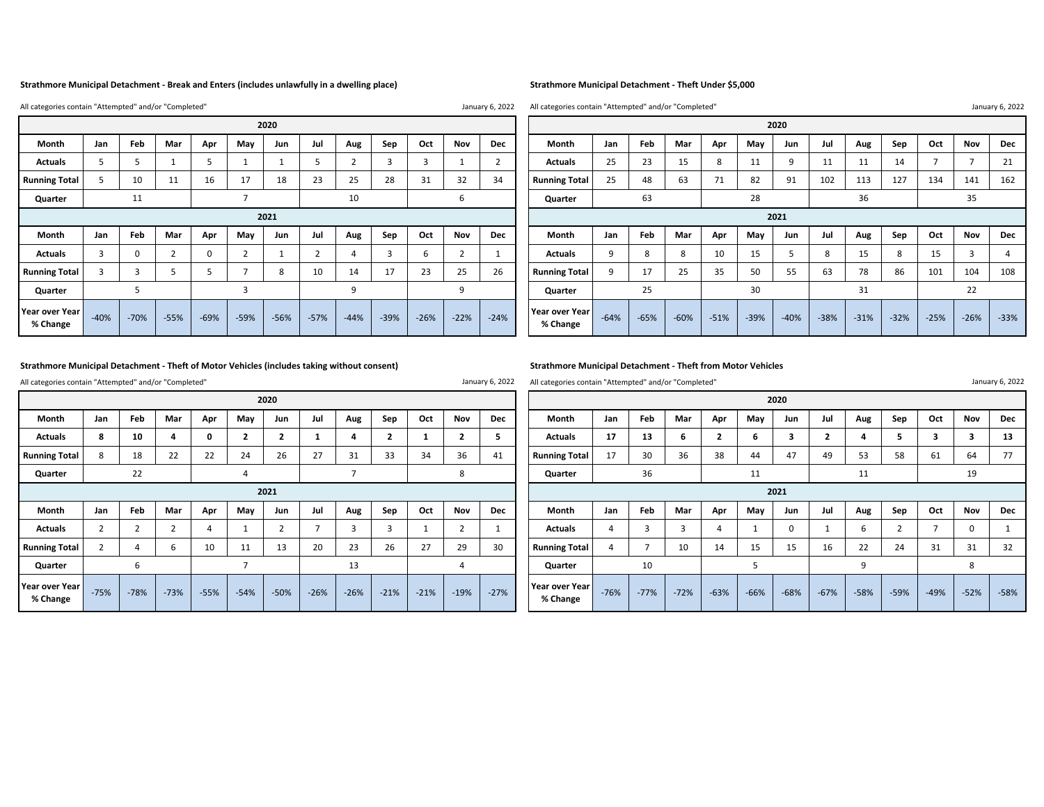**Strathmore Municipal Detachment - Break and Enters (includes unlawfully in a dwelling place)**

All categories contain "Attempted" and/or "Completed"

January 6, 2022

| | | | | | | | | | | | | |
|---|---|---|---|---|---|---|---|---|---|---|---|---|
| | 2020 | | | | | | | | | | | |
| **Month** | **Jan** | **Feb** | **Mar** | **Apr** | **May** | **Jun** | **Jul** | **Aug** | **Sep** | **Oct** | **Nov** | **Dec** |
| **Actuals** | 5 | 5 | 1 | 5 | 1 | 1 | 5 | 2 | 3 | 3 | 1 | 2 |
| **Running Total** | 5 | 10 | 11 | 16 | 17 | 18 | 23 | 25 | 28 | 31 | 32 | 34 |
| **Quarter** | 11 | | | 7 | | | 10 | | | 6 | | |
| | 2021 | | | | | | | | | | | |
| **Month** | **Jan** | **Feb** | **Mar** | **Apr** | **May** | **Jun** | **Jul** | **Aug** | **Sep** | **Oct** | **Nov** | **Dec** |
| **Actuals** | 3 | 0 | 2 | 0 | 2 | 1 | 2 | 4 | 3 | 6 | 2 | 1 |
| **Running Total** | 3 | 3 | 5 | 5 | 7 | 8 | 10 | 14 | 17 | 23 | 25 | 26 |
| **Quarter** | 5 | | | 3 | | | 9 | | | 9 | | |
| **Year over Year % Change** | -40% | -70% | -55% | -69% | -59% | -56% | -57% | -44% | -39% | -26% | -22% | -24% |

**Strathmore Municipal Detachment - Theft Under $5,000**

All categories contain "Attempted" and/or "Completed"

January 6, 2022

| | | | | | | | | | | | | |
|---|---|---|---|---|---|---|---|---|---|---|---|---|
| | 2020 | | | | | | | | | | | |
| **Month** | **Jan** | **Feb** | **Mar** | **Apr** | **May** | **Jun** | **Jul** | **Aug** | **Sep** | **Oct** | **Nov** | **Dec** |
| **Actuals** | 25 | 23 | 15 | 8 | 11 | 9 | 11 | 11 | 14 | 7 | 7 | 21 |
| **Running Total** | 25 | 48 | 63 | 71 | 82 | 91 | 102 | 113 | 127 | 134 | 141 | 162 |
| **Quarter** | 63 | | | 28 | | | 36 | | | 35 | | |
| | 2021 | | | | | | | | | | | |
| **Month** | **Jan** | **Feb** | **Mar** | **Apr** | **May** | **Jun** | **Jul** | **Aug** | **Sep** | **Oct** | **Nov** | **Dec** |
| **Actuals** | 9 | 8 | 8 | 10 | 15 | 5 | 8 | 15 | 8 | 15 | 3 | 4 |
| **Running Total** | 9 | 17 | 25 | 35 | 50 | 55 | 63 | 78 | 86 | 101 | 104 | 108 |
| **Quarter** | 25 | | | 30 | | | 31 | | | 22 | | |
| **Year over Year % Change** | -64% | -65% | -60% | -51% | -39% | -40% | -38% | -31% | -32% | -25% | -26% | -33% |

**Strathmore Municipal Detachment - Theft of Motor Vehicles (includes taking without consent)**

All categories contain "Attempted" and/or "Completed"

January 6, 2022

| | | | | | | | | | | | | |
|---|---|---|---|---|---|---|---|---|---|---|---|---|
| | 2020 | | | | | | | | | | | |
| **Month** | **Jan** | **Feb** | **Mar** | **Apr** | **May** | **Jun** | **Jul** | **Aug** | **Sep** | **Oct** | **Nov** | **Dec** |
| **Actuals** | **8** | **10** | **4** | **0** | **2** | **2** | **1** | **4** | **2** | **1** | **2** | **5** |
| **Running Total** | 8 | 18 | 22 | 22 | 24 | 26 | 27 | 31 | 33 | 34 | 36 | 41 |
| **Quarter** | 22 | | | 4 | | | 7 | | | 8 | | |
| | 2021 | | | | | | | | | | | |
| **Month** | **Jan** | **Feb** | **Mar** | **Apr** | **May** | **Jun** | **Jul** | **Aug** | **Sep** | **Oct** | **Nov** | **Dec** |
| **Actuals** | 2 | 2 | 2 | 4 | 1 | 2 | 7 | 3 | 3 | 1 | 2 | 1 |
| **Running Total** | 2 | 4 | 6 | 10 | 11 | 13 | 20 | 23 | 26 | 27 | 29 | 30 |
| **Quarter** | 6 | | | 7 | | | 13 | | | 4 | | |
| **Year over Year % Change** | -75% | -78% | -73% | -55% | -54% | -50% | -26% | -26% | -21% | -21% | -19% | -27% |

**Strathmore Municipal Detachment - Theft from Motor Vehicles**

All categories contain "Attempted" and/or "Completed"

January 6, 2022

| | | | | | | | | | | | | |
|---|---|---|---|---|---|---|---|---|---|---|---|---|
| | 2020 | | | | | | | | | | | |
| **Month** | **Jan** | **Feb** | **Mar** | **Apr** | **May** | **Jun** | **Jul** | **Aug** | **Sep** | **Oct** | **Nov** | **Dec** |
| **Actuals** | **17** | **13** | **6** | **2** | **6** | **3** | **2** | **4** | **5** | **3** | **3** | **13** |
| **Running Total** | 17 | 30 | 36 | 38 | 44 | 47 | 49 | 53 | 58 | 61 | 64 | 77 |
| **Quarter** | 36 | | | 11 | | | 11 | | | 19 | | |
| | 2021 | | | | | | | | | | | |
| **Month** | **Jan** | **Feb** | **Mar** | **Apr** | **May** | **Jun** | **Jul** | **Aug** | **Sep** | **Oct** | **Nov** | **Dec** |
| **Actuals** | 4 | 3 | 3 | 4 | 1 | 0 | 1 | 6 | 2 | 7 | 0 | 1 |
| **Running Total** | 4 | 7 | 10 | 14 | 15 | 15 | 16 | 22 | 24 | 31 | 31 | 32 |
| **Quarter** | 10 | | | 5 | | | 9 | | | 8 | | |
| **Year over Year % Change** | -76% | -77% | -72% | -63% | -66% | -68% | -67% | -58% | -59% | -49% | -52% | -58% |